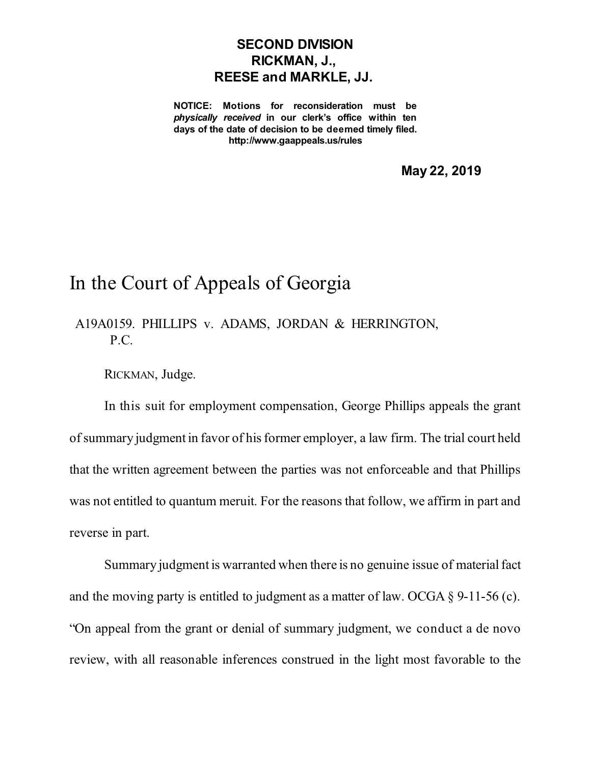**SECOND DIVISION**
**RICKMAN, J.,**
**REESE and MARKLE, JJ.**

**NOTICE: Motions for reconsideration must be *physically received* in our clerk's office within ten days of the date of decision to be deemed timely filed.**
**http://www.gaappeals.us/rules**

**May 22, 2019**

# In the Court of Appeals of Georgia

A19A0159. PHILLIPS v. ADAMS, JORDAN & HERRINGTON, P.C.

RICKMAN, Judge.

In this suit for employment compensation, George Phillips appeals the grant of summary judgment in favor of his former employer, a law firm. The trial court held that the written agreement between the parties was not enforceable and that Phillips was not entitled to quantum meruit. For the reasons that follow, we affirm in part and reverse in part.

Summary judgment is warranted when there is no genuine issue of material fact and the moving party is entitled to judgment as a matter of law. OCGA § 9-11-56 (c). "On appeal from the grant or denial of summary judgment, we conduct a de novo review, with all reasonable inferences construed in the light most favorable to the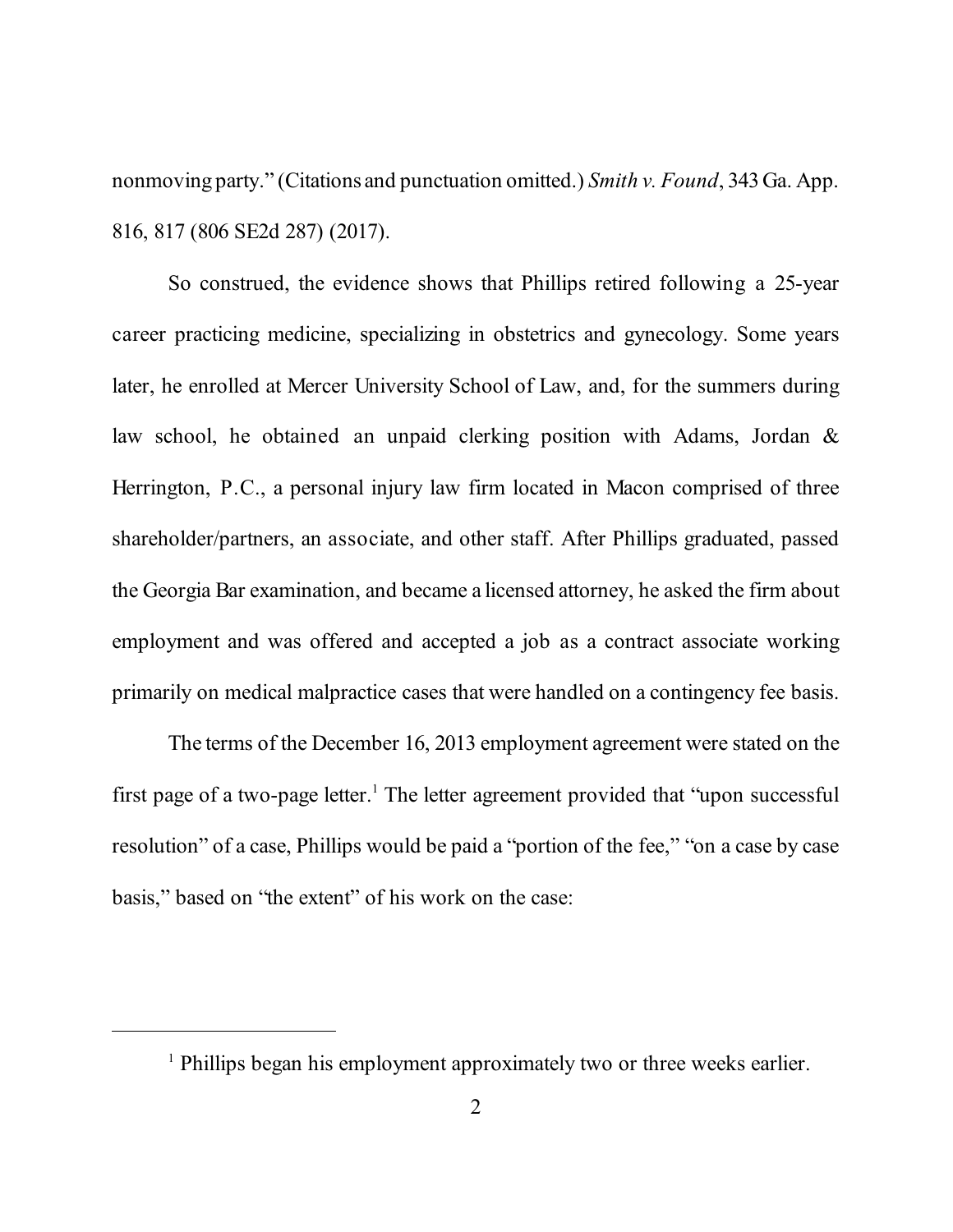nonmoving party." (Citations and punctuation omitted.) *Smith v. Found*, 343 Ga. App. 816, 817 (806 SE2d 287) (2017).

So construed, the evidence shows that Phillips retired following a 25-year career practicing medicine, specializing in obstetrics and gynecology. Some years later, he enrolled at Mercer University School of Law, and, for the summers during law school, he obtained an unpaid clerking position with Adams, Jordan & Herrington, P.C., a personal injury law firm located in Macon comprised of three shareholder/partners, an associate, and other staff. After Phillips graduated, passed the Georgia Bar examination, and became a licensed attorney, he asked the firm about employment and was offered and accepted a job as a contract associate working primarily on medical malpractice cases that were handled on a contingency fee basis.

The terms of the December 16, 2013 employment agreement were stated on the first page of a two-page letter.[1] The letter agreement provided that "upon successful resolution" of a case, Phillips would be paid a "portion of the fee," "on a case by case basis," based on "the extent" of his work on the case:

---

[1] Phillips began his employment approximately two or three weeks earlier.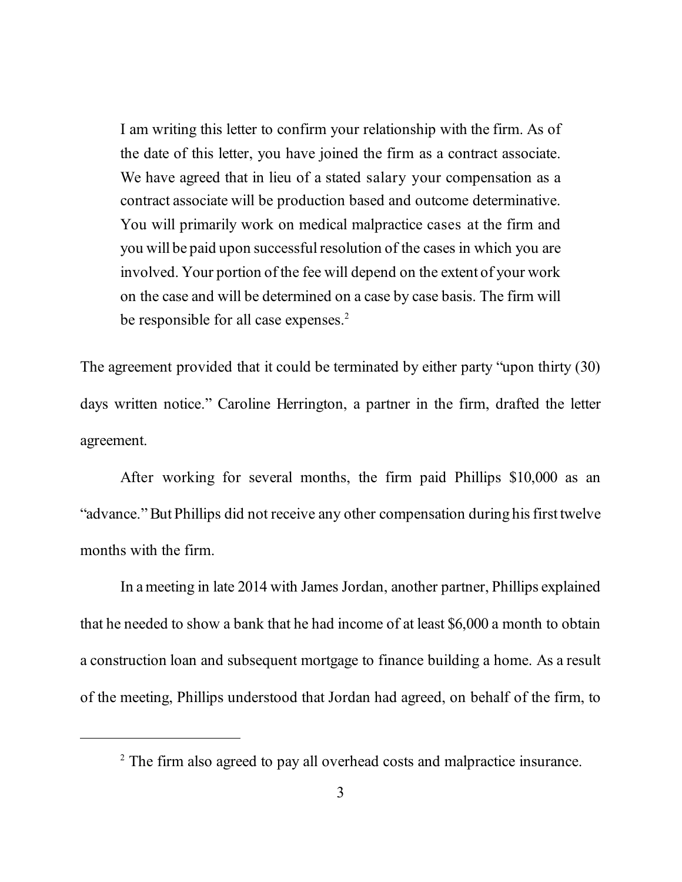> I am writing this letter to confirm your relationship with the firm. As of the date of this letter, you have joined the firm as a contract associate. We have agreed that in lieu of a stated salary your compensation as a contract associate will be production based and outcome determinative. You will primarily work on medical malpractice cases at the firm and you will be paid upon successful resolution of the cases in which you are involved. Your portion of the fee will depend on the extent of your work on the case and will be determined on a case by case basis. The firm will be responsible for all case expenses.[2]

The agreement provided that it could be terminated by either party "upon thirty (30) days written notice." Caroline Herrington, a partner in the firm, drafted the letter agreement.

After working for several months, the firm paid Phillips $10,000 as an "advance." But Phillips did not receive any other compensation during his first twelve months with the firm.

In a meeting in late 2014 with James Jordan, another partner, Phillips explained that he needed to show a bank that he had income of at least $6,000 a month to obtain a construction loan and subsequent mortgage to finance building a home. As a result of the meeting, Phillips understood that Jordan had agreed, on behalf of the firm, to

[2] The firm also agreed to pay all overhead costs and malpractice insurance.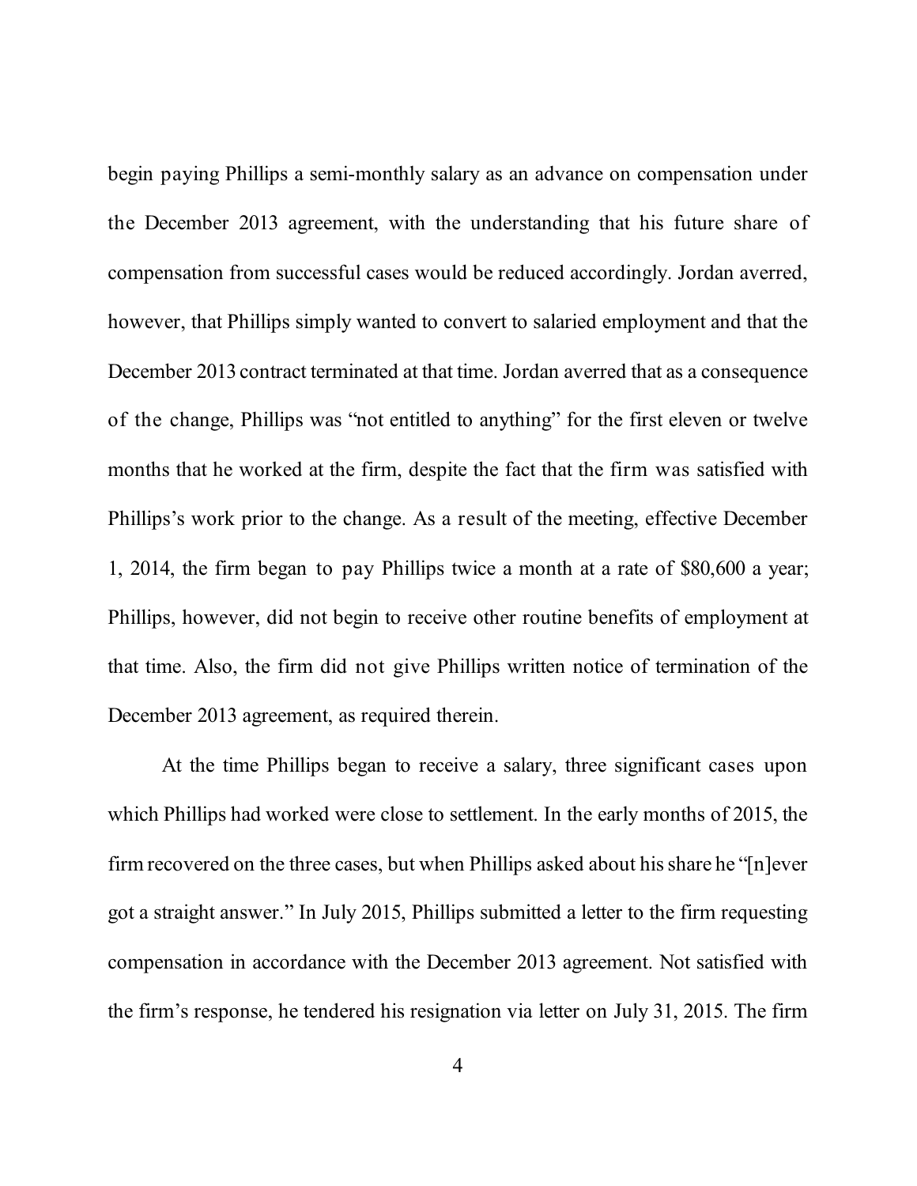begin paying Phillips a semi-monthly salary as an advance on compensation under the December 2013 agreement, with the understanding that his future share of compensation from successful cases would be reduced accordingly. Jordan averred, however, that Phillips simply wanted to convert to salaried employment and that the December 2013 contract terminated at that time. Jordan averred that as a consequence of the change, Phillips was "not entitled to anything" for the first eleven or twelve months that he worked at the firm, despite the fact that the firm was satisfied with Phillips's work prior to the change. As a result of the meeting, effective December 1, 2014, the firm began to pay Phillips twice a month at a rate of $80,600 a year; Phillips, however, did not begin to receive other routine benefits of employment at that time. Also, the firm did not give Phillips written notice of termination of the December 2013 agreement, as required therein.

At the time Phillips began to receive a salary, three significant cases upon which Phillips had worked were close to settlement. In the early months of 2015, the firm recovered on the three cases, but when Phillips asked about his share he "[n]ever got a straight answer." In July 2015, Phillips submitted a letter to the firm requesting compensation in accordance with the December 2013 agreement. Not satisfied with the firm's response, he tendered his resignation via letter on July 31, 2015. The firm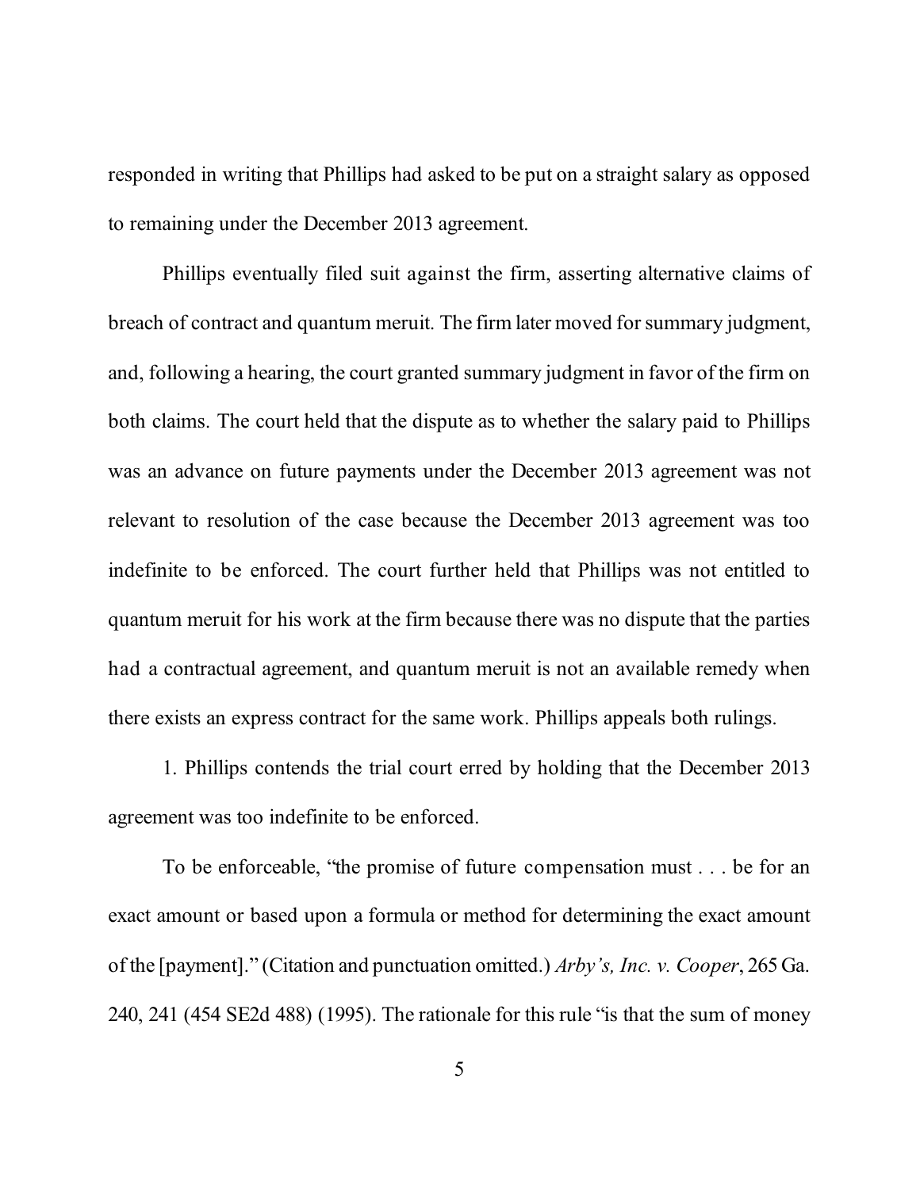responded in writing that Phillips had asked to be put on a straight salary as opposed to remaining under the December 2013 agreement.

Phillips eventually filed suit against the firm, asserting alternative claims of breach of contract and quantum meruit. The firm later moved for summary judgment, and, following a hearing, the court granted summary judgment in favor of the firm on both claims. The court held that the dispute as to whether the salary paid to Phillips was an advance on future payments under the December 2013 agreement was not relevant to resolution of the case because the December 2013 agreement was too indefinite to be enforced. The court further held that Phillips was not entitled to quantum meruit for his work at the firm because there was no dispute that the parties had a contractual agreement, and quantum meruit is not an available remedy when there exists an express contract for the same work. Phillips appeals both rulings.

1. Phillips contends the trial court erred by holding that the December 2013 agreement was too indefinite to be enforced.

To be enforceable, "the promise of future compensation must . . . be for an exact amount or based upon a formula or method for determining the exact amount of the [payment]." (Citation and punctuation omitted.) *Arby's, Inc. v. Cooper*, 265 Ga. 240, 241 (454 SE2d 488) (1995). The rationale for this rule "is that the sum of money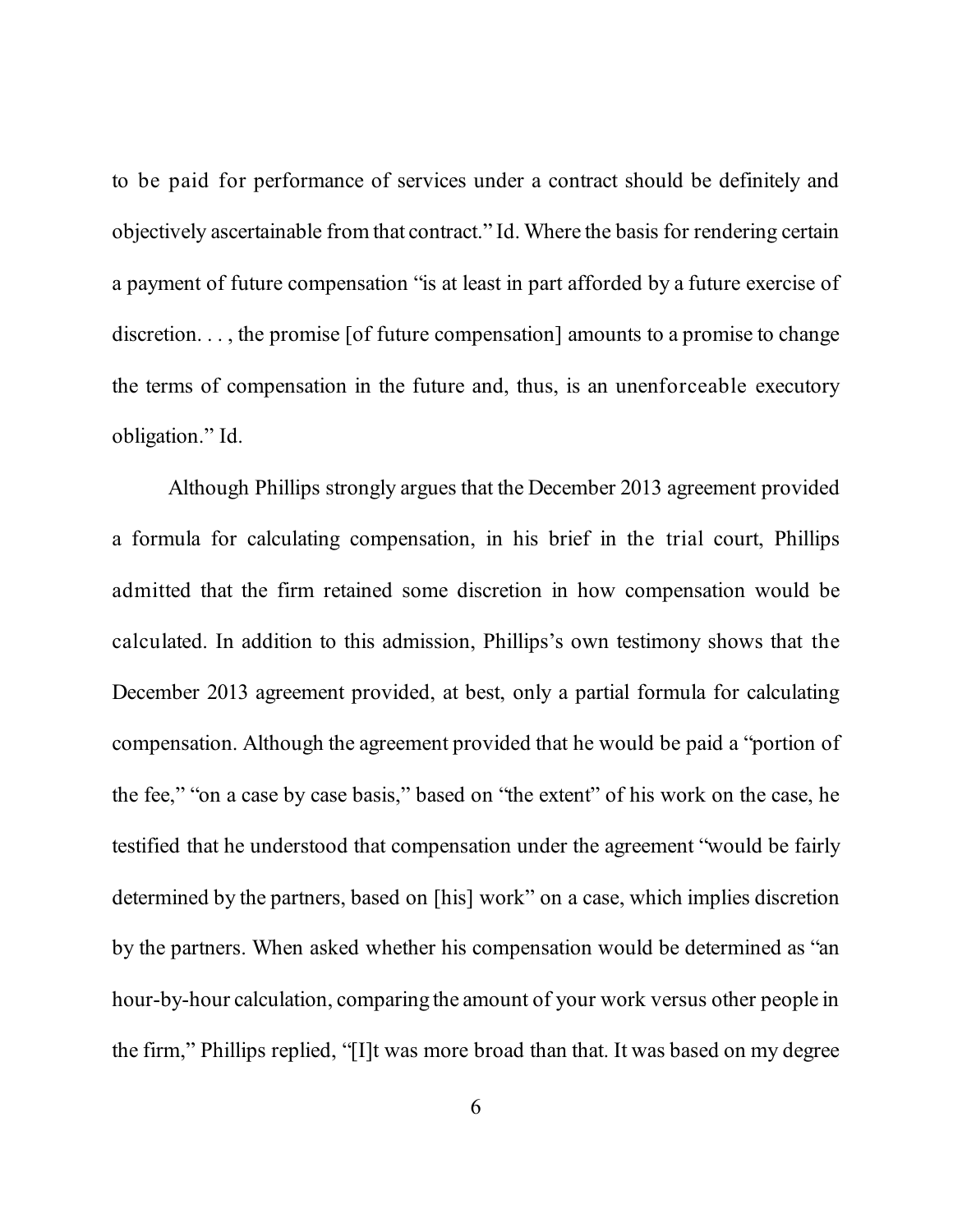to be paid for performance of services under a contract should be definitely and objectively ascertainable from that contract." Id. Where the basis for rendering certain a payment of future compensation "is at least in part afforded by a future exercise of discretion. . . , the promise [of future compensation] amounts to a promise to change the terms of compensation in the future and, thus, is an unenforceable executory obligation." Id.

Although Phillips strongly argues that the December 2013 agreement provided a formula for calculating compensation, in his brief in the trial court, Phillips admitted that the firm retained some discretion in how compensation would be calculated. In addition to this admission, Phillips's own testimony shows that the December 2013 agreement provided, at best, only a partial formula for calculating compensation. Although the agreement provided that he would be paid a "portion of the fee," "on a case by case basis," based on "the extent" of his work on the case, he testified that he understood that compensation under the agreement "would be fairly determined by the partners, based on [his] work" on a case, which implies discretion by the partners. When asked whether his compensation would be determined as "an hour-by-hour calculation, comparing the amount of your work versus other people in the firm," Phillips replied, "[I]t was more broad than that. It was based on my degree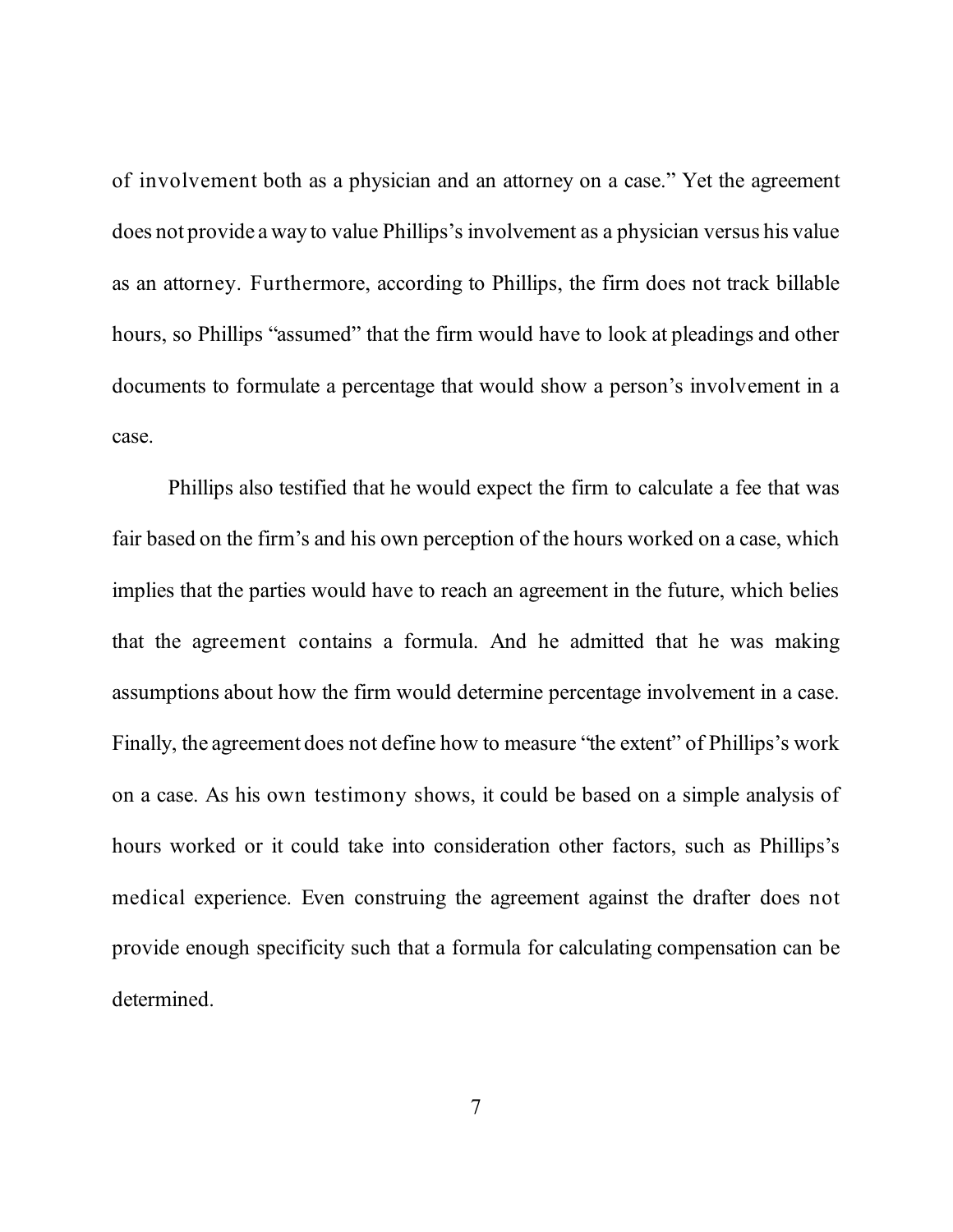of involvement both as a physician and an attorney on a case." Yet the agreement does not provide a way to value Phillips's involvement as a physician versus his value as an attorney. Furthermore, according to Phillips, the firm does not track billable hours, so Phillips "assumed" that the firm would have to look at pleadings and other documents to formulate a percentage that would show a person's involvement in a case.

Phillips also testified that he would expect the firm to calculate a fee that was fair based on the firm's and his own perception of the hours worked on a case, which implies that the parties would have to reach an agreement in the future, which belies that the agreement contains a formula. And he admitted that he was making assumptions about how the firm would determine percentage involvement in a case. Finally, the agreement does not define how to measure "the extent" of Phillips's work on a case. As his own testimony shows, it could be based on a simple analysis of hours worked or it could take into consideration other factors, such as Phillips's medical experience. Even construing the agreement against the drafter does not provide enough specificity such that a formula for calculating compensation can be determined.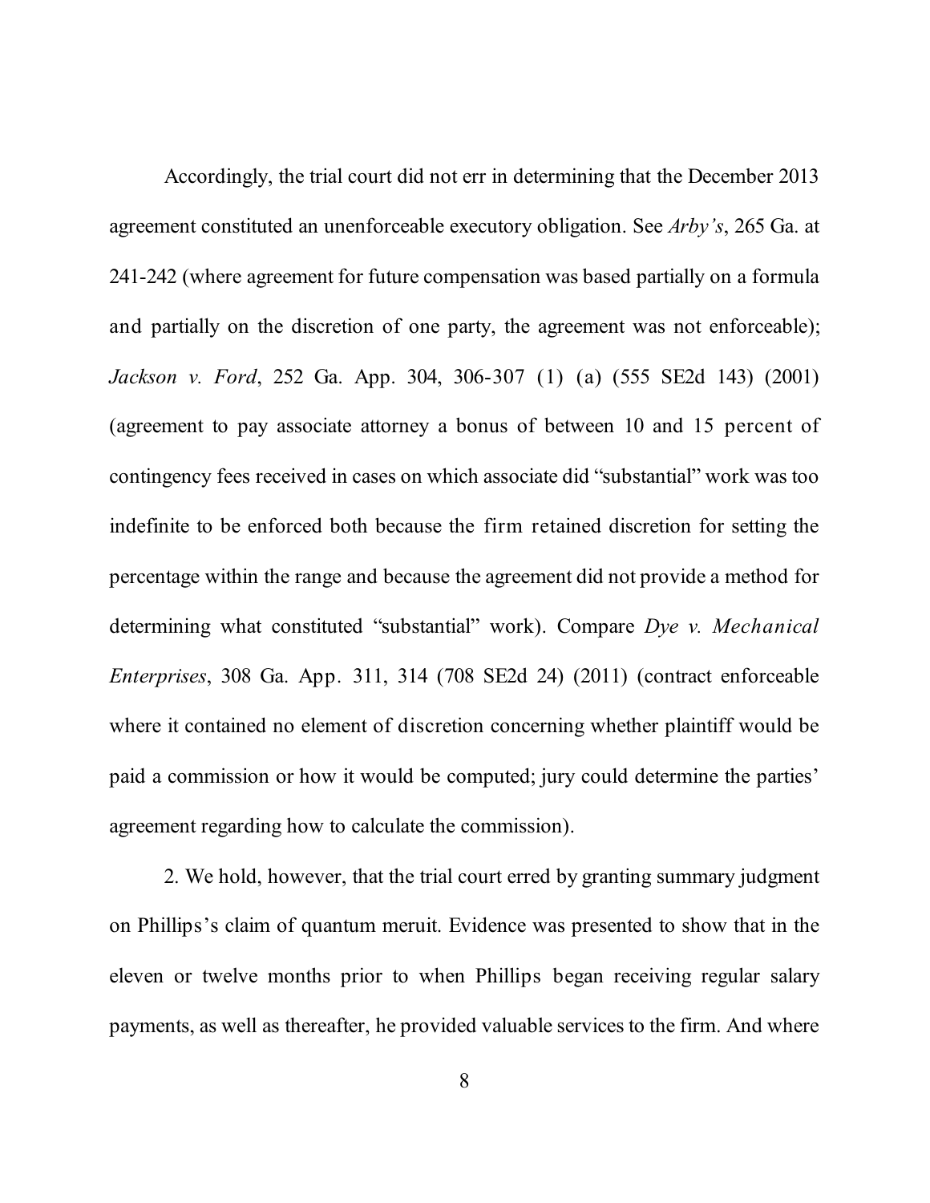Accordingly, the trial court did not err in determining that the December 2013 agreement constituted an unenforceable executory obligation. See *Arby's*, 265 Ga. at 241-242 (where agreement for future compensation was based partially on a formula and partially on the discretion of one party, the agreement was not enforceable); *Jackson v. Ford*, 252 Ga. App. 304, 306-307 (1) (a) (555 SE2d 143) (2001) (agreement to pay associate attorney a bonus of between 10 and 15 percent of contingency fees received in cases on which associate did "substantial" work was too indefinite to be enforced both because the firm retained discretion for setting the percentage within the range and because the agreement did not provide a method for determining what constituted "substantial" work). Compare *Dye v. Mechanical Enterprises*, 308 Ga. App. 311, 314 (708 SE2d 24) (2011) (contract enforceable where it contained no element of discretion concerning whether plaintiff would be paid a commission or how it would be computed; jury could determine the parties' agreement regarding how to calculate the commission).

2. We hold, however, that the trial court erred by granting summary judgment on Phillips's claim of quantum meruit. Evidence was presented to show that in the eleven or twelve months prior to when Phillips began receiving regular salary payments, as well as thereafter, he provided valuable services to the firm. And where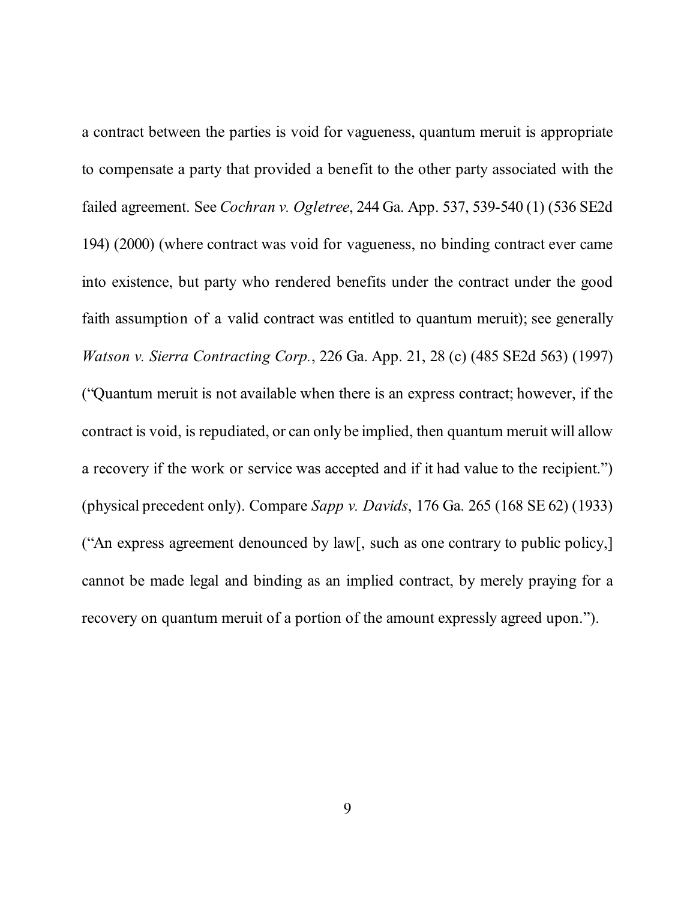a contract between the parties is void for vagueness, quantum meruit is appropriate to compensate a party that provided a benefit to the other party associated with the failed agreement. See *Cochran v. Ogletree*, 244 Ga. App. 537, 539-540 (1) (536 SE2d 194) (2000) (where contract was void for vagueness, no binding contract ever came into existence, but party who rendered benefits under the contract under the good faith assumption of a valid contract was entitled to quantum meruit); see generally *Watson v. Sierra Contracting Corp.*, 226 Ga. App. 21, 28 (c) (485 SE2d 563) (1997) ("Quantum meruit is not available when there is an express contract; however, if the contract is void, is repudiated, or can only be implied, then quantum meruit will allow a recovery if the work or service was accepted and if it had value to the recipient.") (physical precedent only). Compare *Sapp v. Davids*, 176 Ga. 265 (168 SE 62) (1933) ("An express agreement denounced by law[, such as one contrary to public policy,] cannot be made legal and binding as an implied contract, by merely praying for a recovery on quantum meruit of a portion of the amount expressly agreed upon.").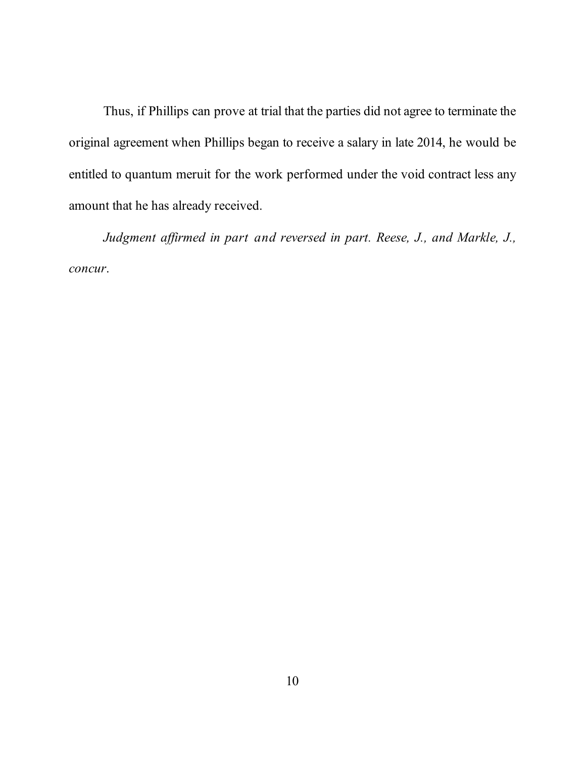Thus, if Phillips can prove at trial that the parties did not agree to terminate the original agreement when Phillips began to receive a salary in late 2014, he would be entitled to quantum meruit for the work performed under the void contract less any amount that he has already received.

*Judgment affirmed in part and reversed in part. Reese, J., and Markle, J., concur.*